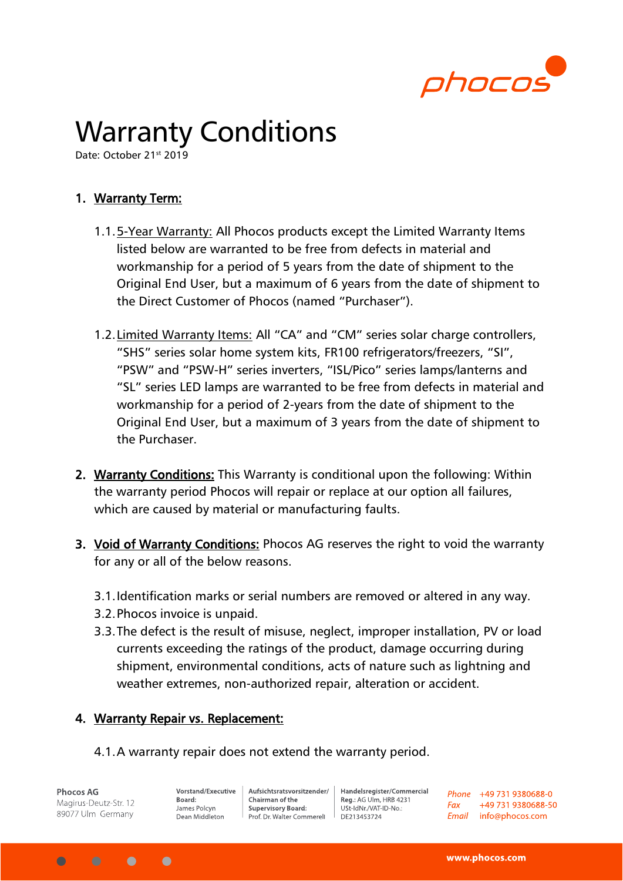# Warranty Conditions

Date: October 21st 2019

## 1. Warranty Term:

1.1. 5-Year Warranty: All Phocos products except the Limited Warranty Items listed below are warranted to be free from defects in material and workmanship for a period of 5 years from the date of shipment to the Original End User, but a maximum of 6 years from the date of shipment to the Direct Customer of Phocos (named "Purchaser").

1.2. Limited Warranty Items: All "CA" and "CM" series solar charge controllers, "SHS" series solar home system kits, FR100 refrigerators/freezers, "SI", "PSW" and "PSW-H" series inverters, "ISL/Pico" series lamps/lanterns and "SL" series LED lamps are warranted to be free from defects in material and workmanship for a period of 2-years from the date of shipment to the Original End User, but a maximum of 3 years from the date of shipment to the Purchaser.

## 2. Warranty Conditions:

This Warranty is conditional upon the following: Within the warranty period Phocos will repair or replace at our option all failures, which are caused by material or manufacturing faults.

## 3. Void of Warranty Conditions:

Phocos AG reserves the right to void the warranty for any or all of the below reasons.

3.1. Identification marks or serial numbers are removed or altered in any way.

3.2. Phocos invoice is unpaid.

3.3. The defect is the result of misuse, neglect, improper installation, PV or load currents exceeding the ratings of the product, damage occurring during shipment, environmental conditions, acts of nature such as lightning and weather extremes, non-authorized repair, alteration or accident.

## 4. Warranty Repair vs. Replacement:

4.1. A warranty repair does not extend the warranty period.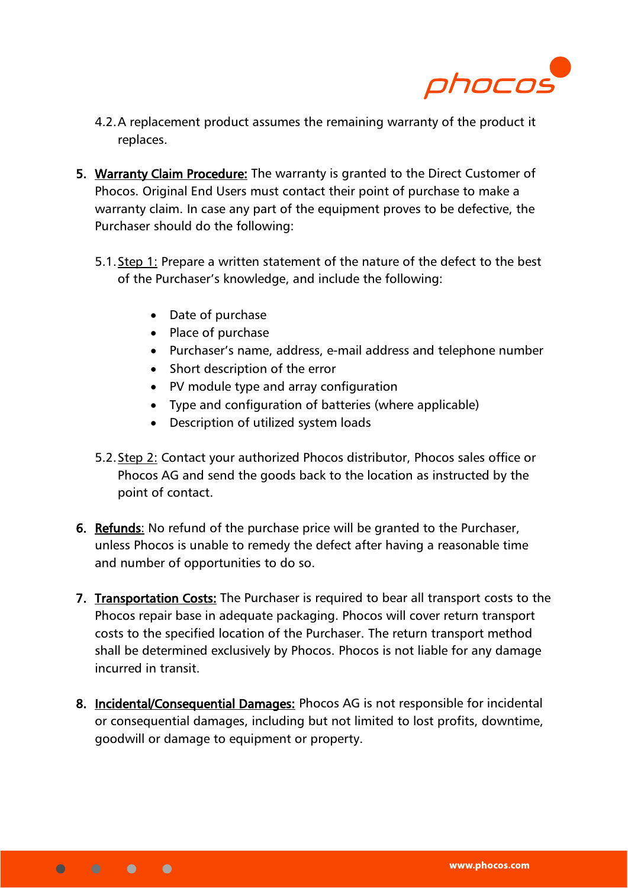4.2. A replacement product assumes the remaining warranty of the product it replaces.

5. **Warranty Claim Procedure:** The warranty is granted to the Direct Customer of Phocos. Original End Users must contact their point of purchase to make a warranty claim. In case any part of the equipment proves to be defective, the Purchaser should do the following:

   5.1. Step 1: Prepare a written statement of the nature of the defect to the best of the Purchaser's knowledge, and include the following:

   - Date of purchase
   - Place of purchase
   - Purchaser's name, address, e-mail address and telephone number
   - Short description of the error
   - PV module type and array configuration
   - Type and configuration of batteries (where applicable)
   - Description of utilized system loads

   5.2. Step 2: Contact your authorized Phocos distributor, Phocos sales office or Phocos AG and send the goods back to the location as instructed by the point of contact.

6. **Refunds**: No refund of the purchase price will be granted to the Purchaser, unless Phocos is unable to remedy the defect after having a reasonable time and number of opportunities to do so.

7. **Transportation Costs:** The Purchaser is required to bear all transport costs to the Phocos repair base in adequate packaging. Phocos will cover return transport costs to the specified location of the Purchaser. The return transport method shall be determined exclusively by Phocos. Phocos is not liable for any damage incurred in transit.

8. **Incidental/Consequential Damages:** Phocos AG is not responsible for incidental or consequential damages, including but not limited to lost profits, downtime, goodwill or damage to equipment or property.